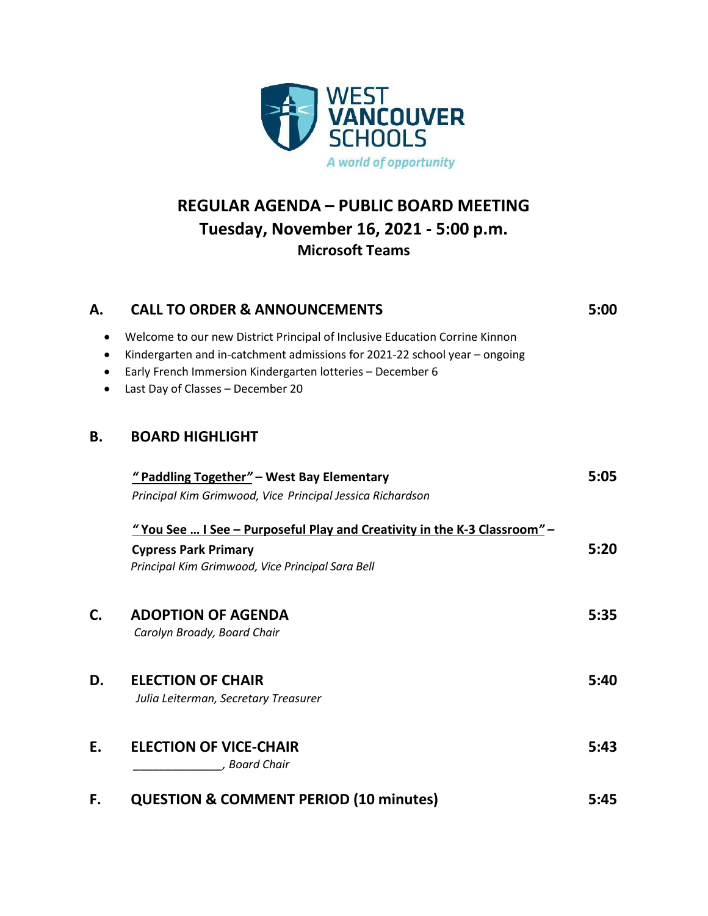WEST VANCOUVER SCHOOLS

*A world of opportunity*

# REGULAR AGENDA – PUBLIC BOARD MEETING

## Tuesday, November 16, 2021 - 5:00 p.m.

### Microsoft Teams

## A. CALL TO ORDER & ANNOUNCEMENTS — 5:00

- Welcome to our new District Principal of Inclusive Education Corrine Kinnon
- Kindergarten and in-catchment admissions for 2021-22 school year – ongoing
- Early French Immersion Kindergarten lotteries – December 6
- Last Day of Classes – December 20

## B. BOARD HIGHLIGHT

**"Paddling Together" – West Bay Elementary** — **5:05**
*Principal Kim Grimwood, Vice Principal Jessica Richardson*

**"You See … I See – Purposeful Play and Creativity in the K-3 Classroom" – Cypress Park Primary** — **5:20**
*Principal Kim Grimwood, Vice Principal Sara Bell*

## C. ADOPTION OF AGENDA — 5:35

*Carolyn Broady, Board Chair*

## D. ELECTION OF CHAIR — 5:40

*Julia Leiterman, Secretary Treasurer*

## E. ELECTION OF VICE-CHAIR — 5:43

*______________, Board Chair*

## F. QUESTION & COMMENT PERIOD (10 minutes) — 5:45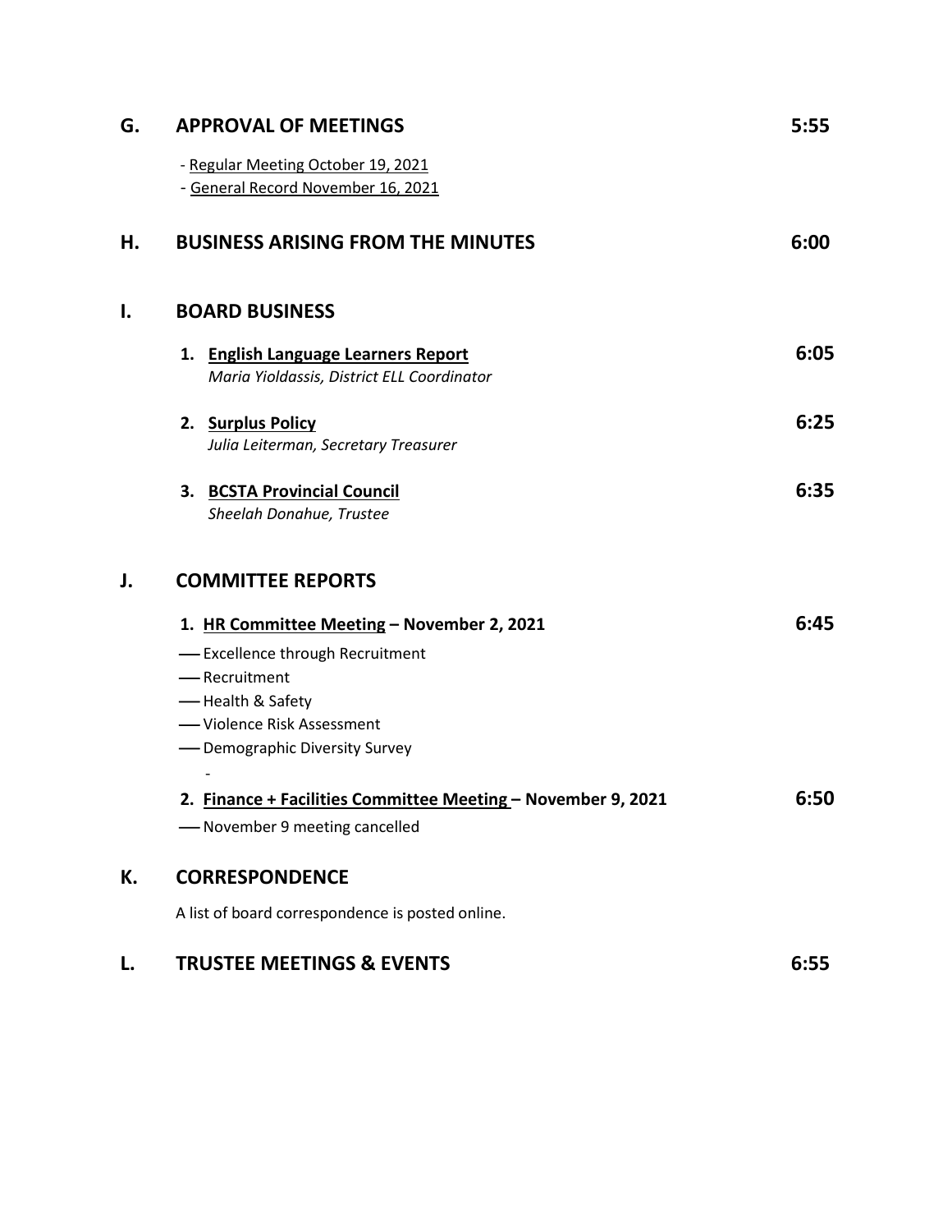## G. APPROVAL OF MEETINGS 5:55

- Regular Meeting October 19, 2021
- General Record November 16, 2021

## H. BUSINESS ARISING FROM THE MINUTES 6:00

## I. BOARD BUSINESS

1. **English Language Learners Report** 6:05
   *Maria Yioldassis, District ELL Coordinator*

2. **Surplus Policy** 6:25
   *Julia Leiterman, Secretary Treasurer*

3. **BCSTA Provincial Council** 6:35
   *Sheelah Donahue, Trustee*

## J. COMMITTEE REPORTS

1. **HR Committee Meeting – November 2, 2021** 6:45
   - Excellence through Recruitment
   - Recruitment
   - Health & Safety
   - Violence Risk Assessment
   - Demographic Diversity Survey
   -

2. **Finance + Facilities Committee Meeting – November 9, 2021** 6:50
   - November 9 meeting cancelled

## K. CORRESPONDENCE

A list of board correspondence is posted online.

## L. TRUSTEE MEETINGS & EVENTS 6:55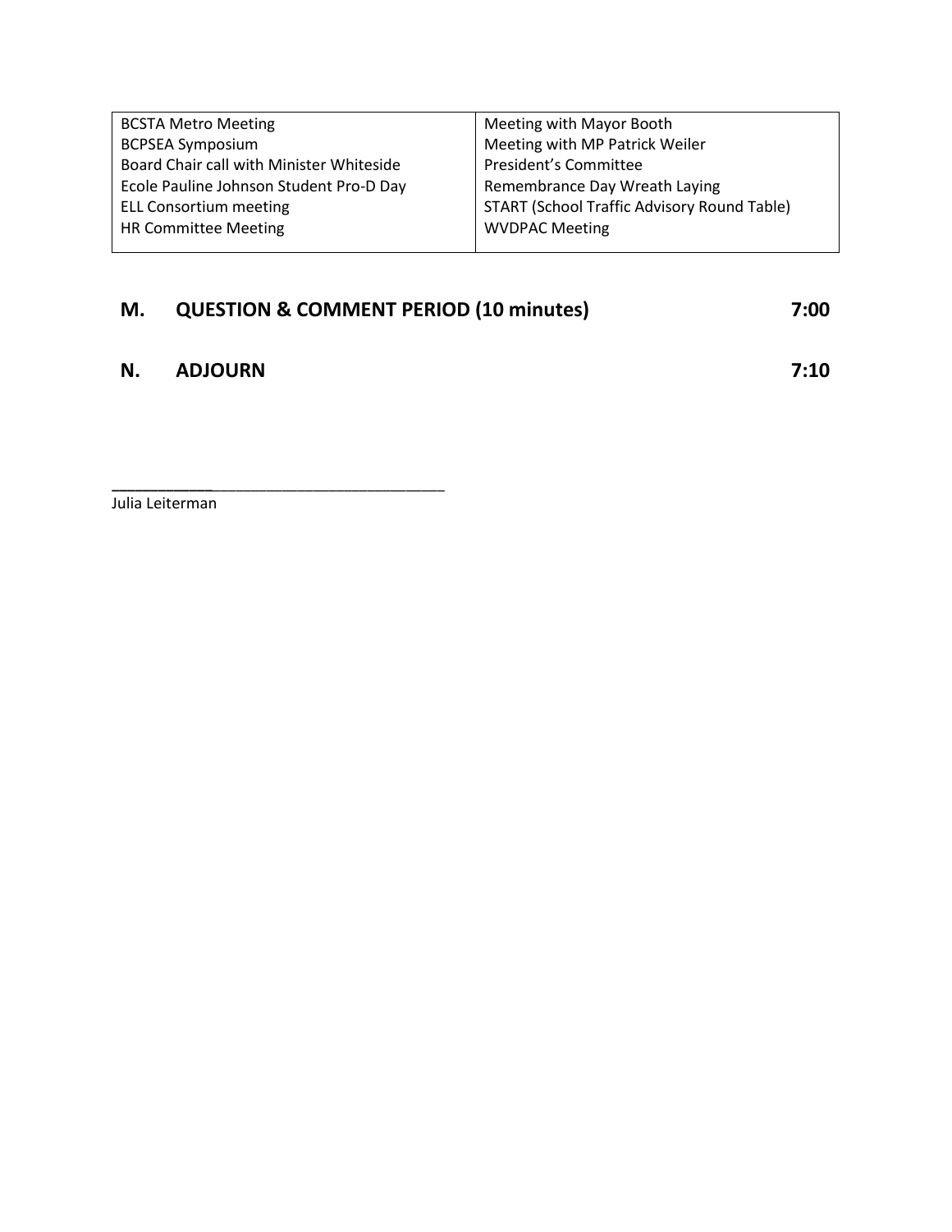| | |
|---|---|
| BCSTA Metro Meeting<br>BCPSEA Symposium<br>Board Chair call with Minister Whiteside<br>Ecole Pauline Johnson Student Pro-D Day<br>ELL Consortium meeting<br>HR Committee Meeting | Meeting with Mayor Booth<br>Meeting with MP Patrick Weiler<br>President's Committee<br>Remembrance Day Wreath Laying<br>START (School Traffic Advisory Round Table)<br>WVDPAC Meeting |

## M. QUESTION & COMMENT PERIOD (10 minutes) 7:00

## N. ADJOURN 7:10

_______________________________________

Julia Leiterman